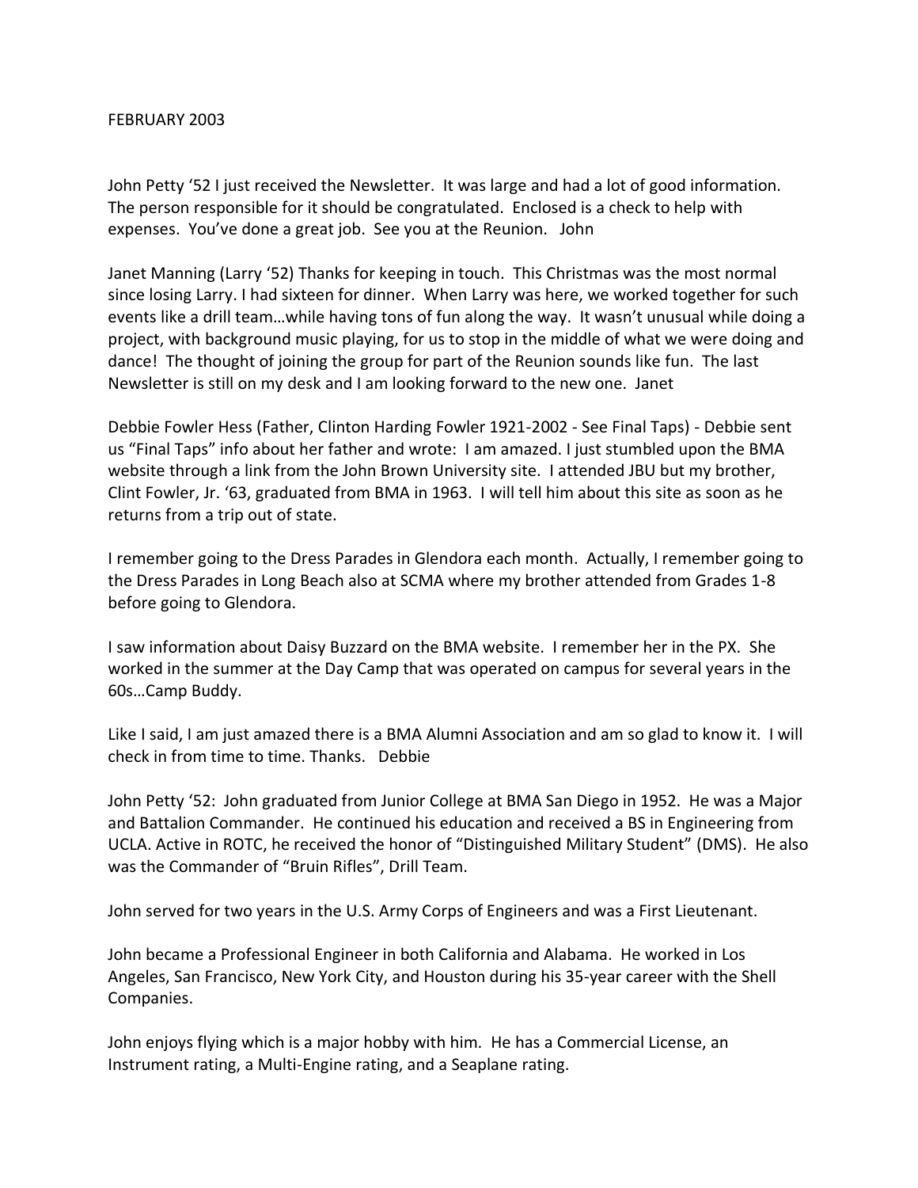FEBRUARY 2003

John Petty '52 I just received the Newsletter. It was large and had a lot of good information. The person responsible for it should be congratulated. Enclosed is a check to help with expenses. You've done a great job. See you at the Reunion. John

Janet Manning (Larry '52) Thanks for keeping in touch. This Christmas was the most normal since losing Larry. I had sixteen for dinner. When Larry was here, we worked together for such events like a drill team…while having tons of fun along the way. It wasn't unusual while doing a project, with background music playing, for us to stop in the middle of what we were doing and dance! The thought of joining the group for part of the Reunion sounds like fun. The last Newsletter is still on my desk and I am looking forward to the new one. Janet

Debbie Fowler Hess (Father, Clinton Harding Fowler 1921-2002 - See Final Taps) - Debbie sent us "Final Taps" info about her father and wrote: I am amazed. I just stumbled upon the BMA website through a link from the John Brown University site. I attended JBU but my brother, Clint Fowler, Jr. '63, graduated from BMA in 1963. I will tell him about this site as soon as he returns from a trip out of state.

I remember going to the Dress Parades in Glendora each month. Actually, I remember going to the Dress Parades in Long Beach also at SCMA where my brother attended from Grades 1-8 before going to Glendora.

I saw information about Daisy Buzzard on the BMA website. I remember her in the PX. She worked in the summer at the Day Camp that was operated on campus for several years in the 60s…Camp Buddy.

Like I said, I am just amazed there is a BMA Alumni Association and am so glad to know it. I will check in from time to time. Thanks. Debbie

John Petty '52: John graduated from Junior College at BMA San Diego in 1952. He was a Major and Battalion Commander. He continued his education and received a BS in Engineering from UCLA. Active in ROTC, he received the honor of "Distinguished Military Student" (DMS). He also was the Commander of "Bruin Rifles", Drill Team.

John served for two years in the U.S. Army Corps of Engineers and was a First Lieutenant.

John became a Professional Engineer in both California and Alabama. He worked in Los Angeles, San Francisco, New York City, and Houston during his 35-year career with the Shell Companies.

John enjoys flying which is a major hobby with him. He has a Commercial License, an Instrument rating, a Multi-Engine rating, and a Seaplane rating.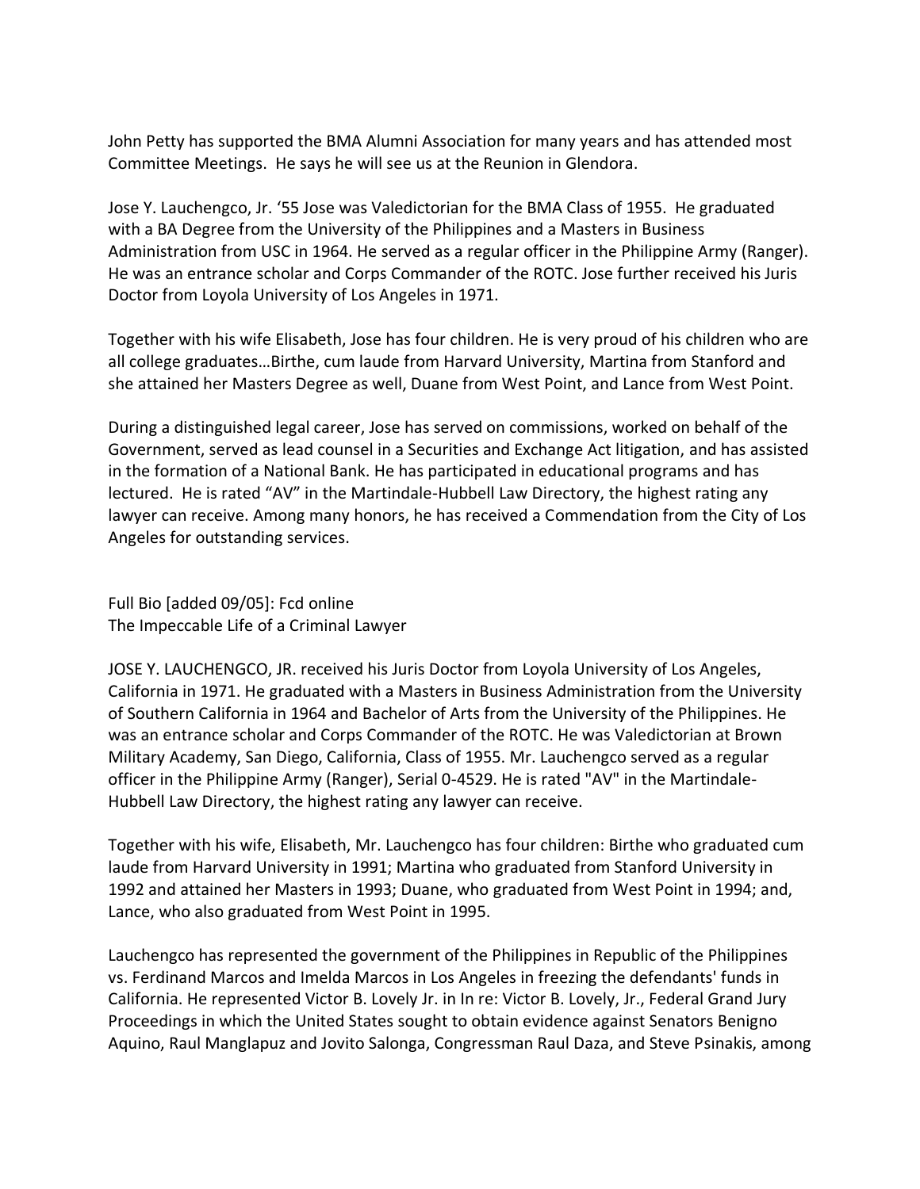John Petty has supported the BMA Alumni Association for many years and has attended most Committee Meetings. He says he will see us at the Reunion in Glendora.

Jose Y. Lauchengco, Jr. '55 Jose was Valedictorian for the BMA Class of 1955. He graduated with a BA Degree from the University of the Philippines and a Masters in Business Administration from USC in 1964. He served as a regular officer in the Philippine Army (Ranger). He was an entrance scholar and Corps Commander of the ROTC. Jose further received his Juris Doctor from Loyola University of Los Angeles in 1971.

Together with his wife Elisabeth, Jose has four children. He is very proud of his children who are all college graduates…Birthe, cum laude from Harvard University, Martina from Stanford and she attained her Masters Degree as well, Duane from West Point, and Lance from West Point.

During a distinguished legal career, Jose has served on commissions, worked on behalf of the Government, served as lead counsel in a Securities and Exchange Act litigation, and has assisted in the formation of a National Bank. He has participated in educational programs and has lectured. He is rated "AV" in the Martindale-Hubbell Law Directory, the highest rating any lawyer can receive. Among many honors, he has received a Commendation from the City of Los Angeles for outstanding services.

Full Bio [added 09/05]: Fcd online
The Impeccable Life of a Criminal Lawyer

JOSE Y. LAUCHENGCO, JR. received his Juris Doctor from Loyola University of Los Angeles, California in 1971. He graduated with a Masters in Business Administration from the University of Southern California in 1964 and Bachelor of Arts from the University of the Philippines. He was an entrance scholar and Corps Commander of the ROTC. He was Valedictorian at Brown Military Academy, San Diego, California, Class of 1955. Mr. Lauchengco served as a regular officer in the Philippine Army (Ranger), Serial 0-4529. He is rated "AV" in the Martindale-Hubbell Law Directory, the highest rating any lawyer can receive.

Together with his wife, Elisabeth, Mr. Lauchengco has four children: Birthe who graduated cum laude from Harvard University in 1991; Martina who graduated from Stanford University in 1992 and attained her Masters in 1993; Duane, who graduated from West Point in 1994; and, Lance, who also graduated from West Point in 1995.

Lauchengco has represented the government of the Philippines in Republic of the Philippines vs. Ferdinand Marcos and Imelda Marcos in Los Angeles in freezing the defendants' funds in California. He represented Victor B. Lovely Jr. in In re: Victor B. Lovely, Jr., Federal Grand Jury Proceedings in which the United States sought to obtain evidence against Senators Benigno Aquino, Raul Manglapuz and Jovito Salonga, Congressman Raul Daza, and Steve Psinakis, among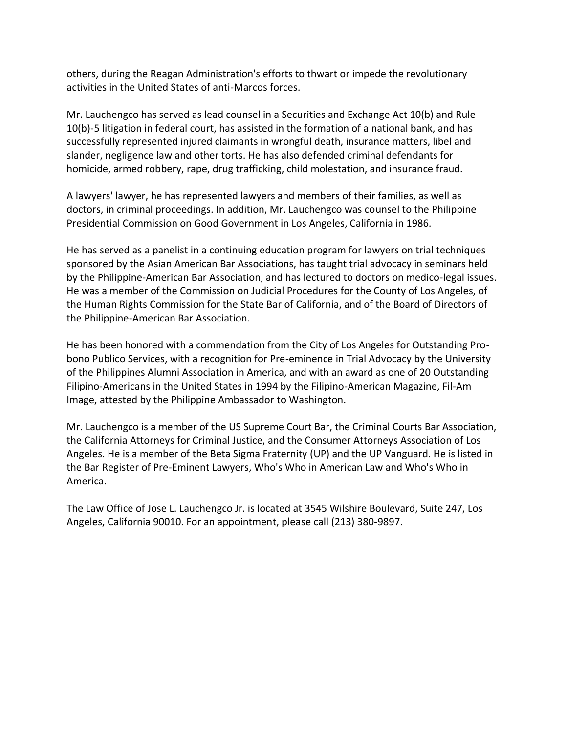others, during the Reagan Administration's efforts to thwart or impede the revolutionary activities in the United States of anti-Marcos forces.

Mr. Lauchengco has served as lead counsel in a Securities and Exchange Act 10(b) and Rule 10(b)-5 litigation in federal court, has assisted in the formation of a national bank, and has successfully represented injured claimants in wrongful death, insurance matters, libel and slander, negligence law and other torts. He has also defended criminal defendants for homicide, armed robbery, rape, drug trafficking, child molestation, and insurance fraud.

A lawyers' lawyer, he has represented lawyers and members of their families, as well as doctors, in criminal proceedings. In addition, Mr. Lauchengco was counsel to the Philippine Presidential Commission on Good Government in Los Angeles, California in 1986.

He has served as a panelist in a continuing education program for lawyers on trial techniques sponsored by the Asian American Bar Associations, has taught trial advocacy in seminars held by the Philippine-American Bar Association, and has lectured to doctors on medico-legal issues. He was a member of the Commission on Judicial Procedures for the County of Los Angeles, of the Human Rights Commission for the State Bar of California, and of the Board of Directors of the Philippine-American Bar Association.

He has been honored with a commendation from the City of Los Angeles for Outstanding Pro-bono Publico Services, with a recognition for Pre-eminence in Trial Advocacy by the University of the Philippines Alumni Association in America, and with an award as one of 20 Outstanding Filipino-Americans in the United States in 1994 by the Filipino-American Magazine, Fil-Am Image, attested by the Philippine Ambassador to Washington.

Mr. Lauchengco is a member of the US Supreme Court Bar, the Criminal Courts Bar Association, the California Attorneys for Criminal Justice, and the Consumer Attorneys Association of Los Angeles. He is a member of the Beta Sigma Fraternity (UP) and the UP Vanguard. He is listed in the Bar Register of Pre-Eminent Lawyers, Who's Who in American Law and Who's Who in America.

The Law Office of Jose L. Lauchengco Jr. is located at 3545 Wilshire Boulevard, Suite 247, Los Angeles, California 90010. For an appointment, please call (213) 380-9897.